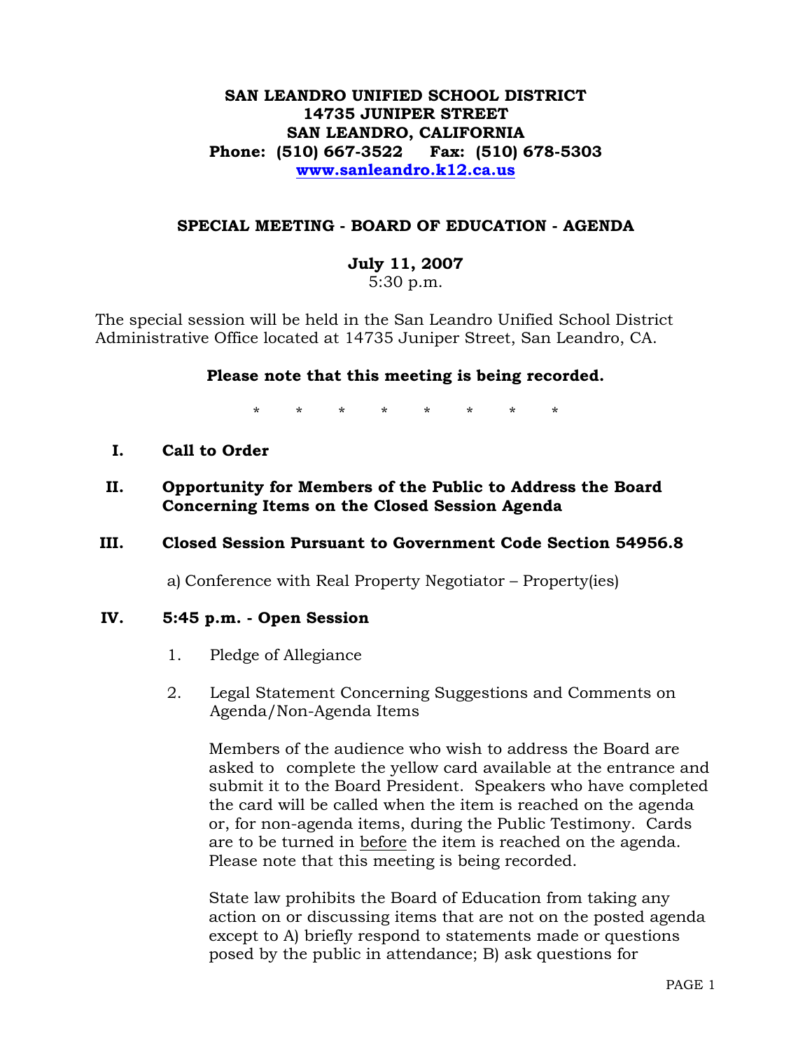**SAN LEANDRO UNIFIED SCHOOL DISTRICT**
**14735 JUNIPER STREET**
**SAN LEANDRO, CALIFORNIA**
**Phone: (510) 667-3522 Fax: (510) 678-5303**
**www.sanleandro.k12.ca.us**

## SPECIAL MEETING - BOARD OF EDUCATION - AGENDA

**July 11, 2007**
5:30 p.m.

The special session will be held in the San Leandro Unified School District Administrative Office located at 14735 Juniper Street, San Leandro, CA.

**Please note that this meeting is being recorded.**

\* \* \* \* \* \* \* \*

**I. Call to Order**

**II. Opportunity for Members of the Public to Address the Board Concerning Items on the Closed Session Agenda**

**III. Closed Session Pursuant to Government Code Section 54956.8**

a) Conference with Real Property Negotiator – Property(ies)

**IV. 5:45 p.m. - Open Session**

1. Pledge of Allegiance

2. Legal Statement Concerning Suggestions and Comments on Agenda/Non-Agenda Items

   Members of the audience who wish to address the Board are asked to complete the yellow card available at the entrance and submit it to the Board President. Speakers who have completed the card will be called when the item is reached on the agenda or, for non-agenda items, during the Public Testimony. Cards are to be turned in before the item is reached on the agenda. Please note that this meeting is being recorded.

   State law prohibits the Board of Education from taking any action on or discussing items that are not on the posted agenda except to A) briefly respond to statements made or questions posed by the public in attendance; B) ask questions for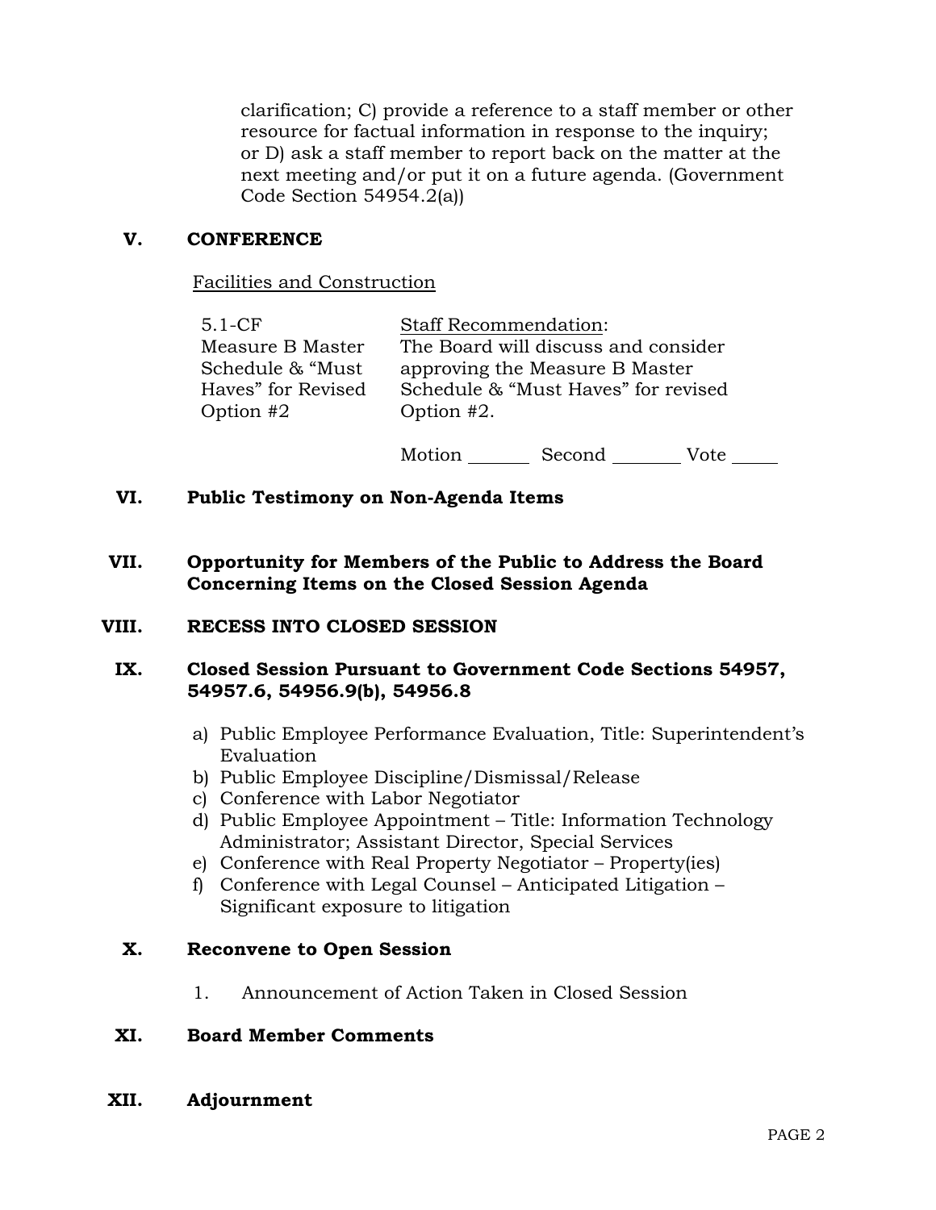clarification; C) provide a reference to a staff member or other resource for factual information in response to the inquiry; or D) ask a staff member to report back on the matter at the next meeting and/or put it on a future agenda. (Government Code Section 54954.2(a))

## V. CONFERENCE

Facilities and Construction

| | |
|---|---|
| 5.1-CF Measure B Master Schedule & "Must Haves" for Revised Option #2 | Staff Recommendation: The Board will discuss and consider approving the Measure B Master Schedule & "Must Haves" for revised Option #2. |
| | Motion ______ Second ______ Vote ______ |

## VI. Public Testimony on Non-Agenda Items

## VII. Opportunity for Members of the Public to Address the Board Concerning Items on the Closed Session Agenda

## VIII. RECESS INTO CLOSED SESSION

## IX. Closed Session Pursuant to Government Code Sections 54957, 54957.6, 54956.9(b), 54956.8

a) Public Employee Performance Evaluation, Title: Superintendent's Evaluation
b) Public Employee Discipline/Dismissal/Release
c) Conference with Labor Negotiator
d) Public Employee Appointment – Title: Information Technology Administrator; Assistant Director, Special Services
e) Conference with Real Property Negotiator – Property(ies)
f) Conference with Legal Counsel – Anticipated Litigation – Significant exposure to litigation

## X. Reconvene to Open Session

1. Announcement of Action Taken in Closed Session

## XI. Board Member Comments

## XII. Adjournment